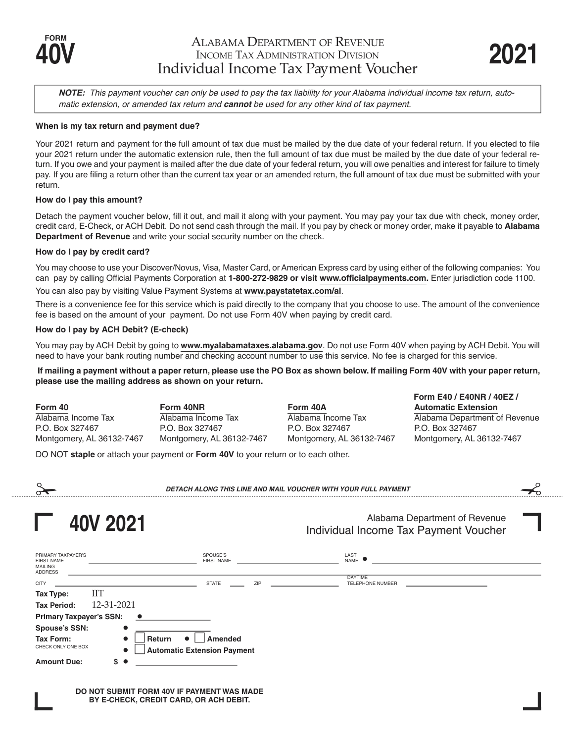FORM **40V**

# Alabama Department of Revenue
## Income Tax Administration Division
## Individual Income Tax Payment Voucher

**2021**

> ***NOTE:*** *This payment voucher can only be used to pay the tax liability for your Alabama individual income tax return, automatic extension, or amended tax return and **cannot** be used for any other kind of tax payment.*

**When is my tax return and payment due?**

Your 2021 return and payment for the full amount of tax due must be mailed by the due date of your federal return. If you elected to file your 2021 return under the automatic extension rule, then the full amount of tax due must be mailed by the due date of your federal return. If you owe and your payment is mailed after the due date of your federal return, you will owe penalties and interest for failure to timely pay. If you are filing a return other than the current tax year or an amended return, the full amount of tax due must be submitted with your return.

**How do I pay this amount?**

Detach the payment voucher below, fill it out, and mail it along with your payment. You may pay your tax due with check, money order, credit card, E-Check, or ACH Debit. Do not send cash through the mail. If you pay by check or money order, make it payable to **Alabama Department of Revenue** and write your social security number on the check.

**How do I pay by credit card?**

You may choose to use your Discover/Novus, Visa, Master Card, or American Express card by using either of the following companies: You can pay by calling Official Payments Corporation at **1-800-272-9829 or visit www.officialpayments.com.** Enter jurisdiction code 1100.

You can also pay by visiting Value Payment Systems at **www.paystatetax.com/al**.

There is a convenience fee for this service which is paid directly to the company that you choose to use. The amount of the convenience fee is based on the amount of your payment. Do not use Form 40V when paying by credit card.

**How do I pay by ACH Debit? (E-check)**

You may pay by ACH Debit by going to **www.myalabamataxes.alabama.gov**. Do not use Form 40V when paying by ACH Debit. You will need to have your bank routing number and checking account number to use this service. No fee is charged for this service.

**If mailing a payment without a paper return, please use the PO Box as shown below. If mailing Form 40V with your paper return, please use the mailing address as shown on your return.**

| **Form 40** | **Form 40NR** | **Form 40A** | **Form E40 / E40NR / 40EZ / Automatic Extension** |
|---|---|---|---|
| Alabama Income Tax | Alabama Income Tax | Alabama Income Tax | Alabama Department of Revenue |
| P.O. Box 327467 | P.O. Box 327467 | P.O. Box 327467 | P.O. Box 327467 |
| Montgomery, AL 36132-7467 | Montgomery, AL 36132-7467 | Montgomery, AL 36132-7467 | Montgomery, AL 36132-7467 |

DO NOT **staple** or attach your payment or **Form 40V** to your return or to each other.

***DETACH ALONG THIS LINE AND MAIL VOUCHER WITH YOUR FULL PAYMENT***

---

## 40V 2021

Alabama Department of Revenue
Individual Income Tax Payment Voucher

PRIMARY TAXPAYER'S FIRST NAME ______________ SPOUSE'S FIRST NAME ______________ LAST NAME ● ______________

MAILING ADDRESS ______________

CITY ______________ STATE ____ ZIP ______________ DAYTIME TELEPHONE NUMBER ______________

**Tax Type:** IIT

**Tax Period:** 12-31-2021

**Primary Taxpayer's SSN:** ● ______________

**Spouse's SSN:** ● ______________

**Tax Form:** ● ☐ **Return** ● ☐ **Amended**
CHECK ONLY ONE BOX ● ☐ **Automatic Extension Payment**

**Amount Due:** $ ● ______________

**DO NOT SUBMIT FORM 40V IF PAYMENT WAS MADE BY E-CHECK, CREDIT CARD, OR ACH DEBIT.**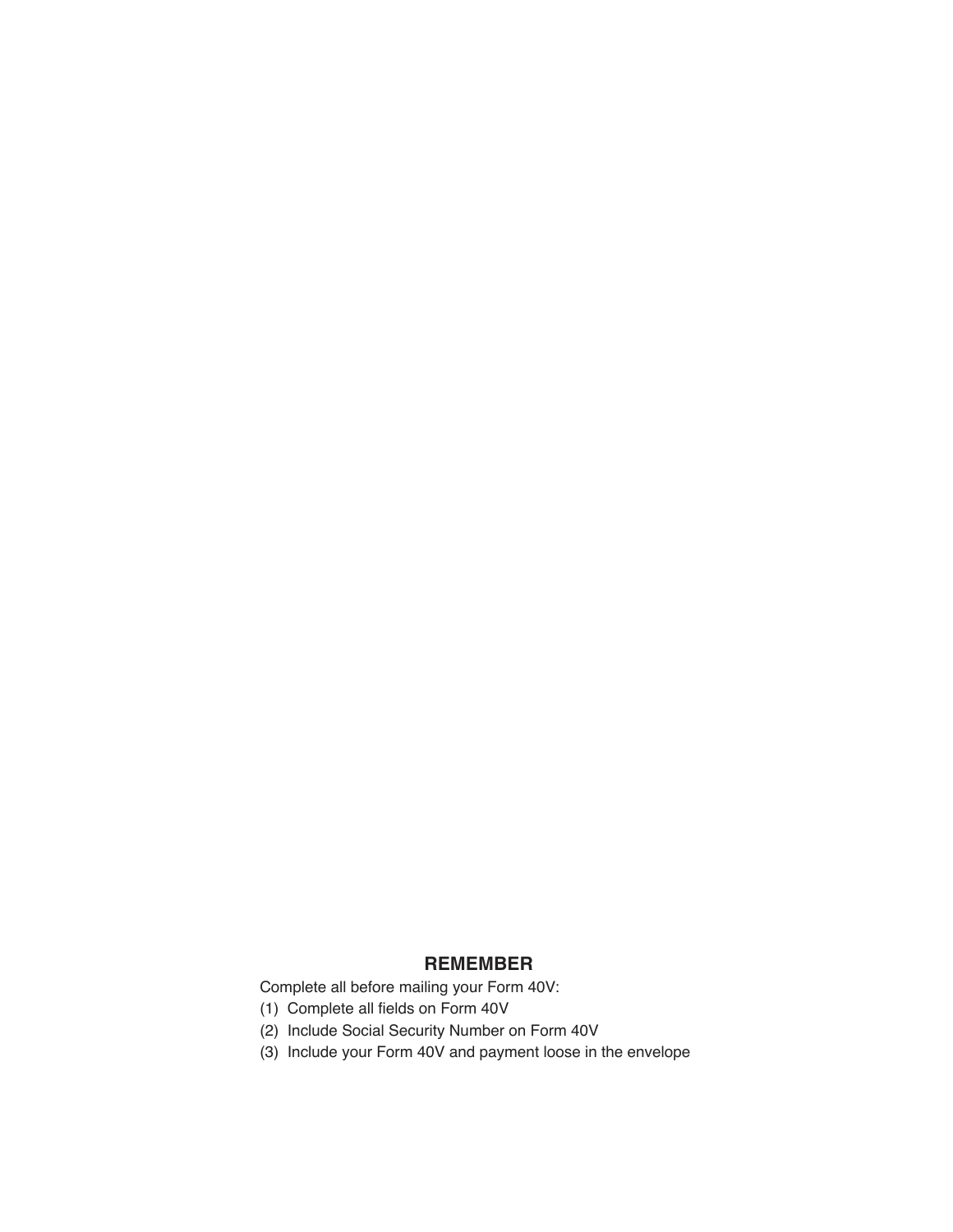## REMEMBER

Complete all before mailing your Form 40V:

(1) Complete all fields on Form 40V

(2) Include Social Security Number on Form 40V

(3) Include your Form 40V and payment loose in the envelope